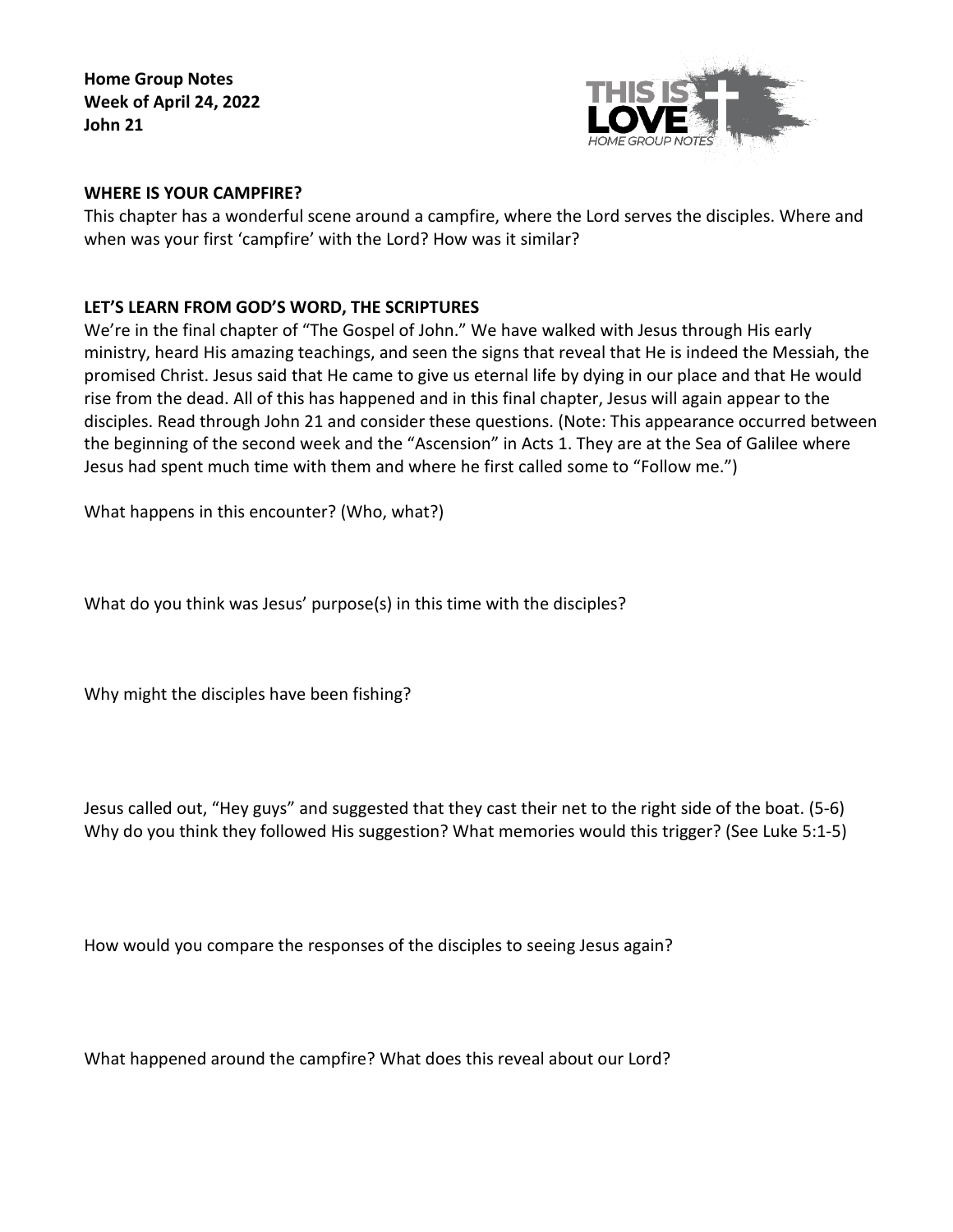**Home Group Notes**
**Week of April 24, 2022**
**John 21**

THIS IS LOVE
*HOME GROUP NOTES*

**WHERE IS YOUR CAMPFIRE?**

This chapter has a wonderful scene around a campfire, where the Lord serves the disciples. Where and when was your first 'campfire' with the Lord? How was it similar?

**LET'S LEARN FROM GOD'S WORD, THE SCRIPTURES**

We're in the final chapter of "The Gospel of John." We have walked with Jesus through His early ministry, heard His amazing teachings, and seen the signs that reveal that He is indeed the Messiah, the promised Christ. Jesus said that He came to give us eternal life by dying in our place and that He would rise from the dead. All of this has happened and in this final chapter, Jesus will again appear to the disciples. Read through John 21 and consider these questions. (Note: This appearance occurred between the beginning of the second week and the "Ascension" in Acts 1. They are at the Sea of Galilee where Jesus had spent much time with them and where he first called some to "Follow me.")

What happens in this encounter? (Who, what?)

What do you think was Jesus' purpose(s) in this time with the disciples?

Why might the disciples have been fishing?

Jesus called out, "Hey guys" and suggested that they cast their net to the right side of the boat. (5-6) Why do you think they followed His suggestion? What memories would this trigger? (See Luke 5:1-5)

How would you compare the responses of the disciples to seeing Jesus again?

What happened around the campfire? What does this reveal about our Lord?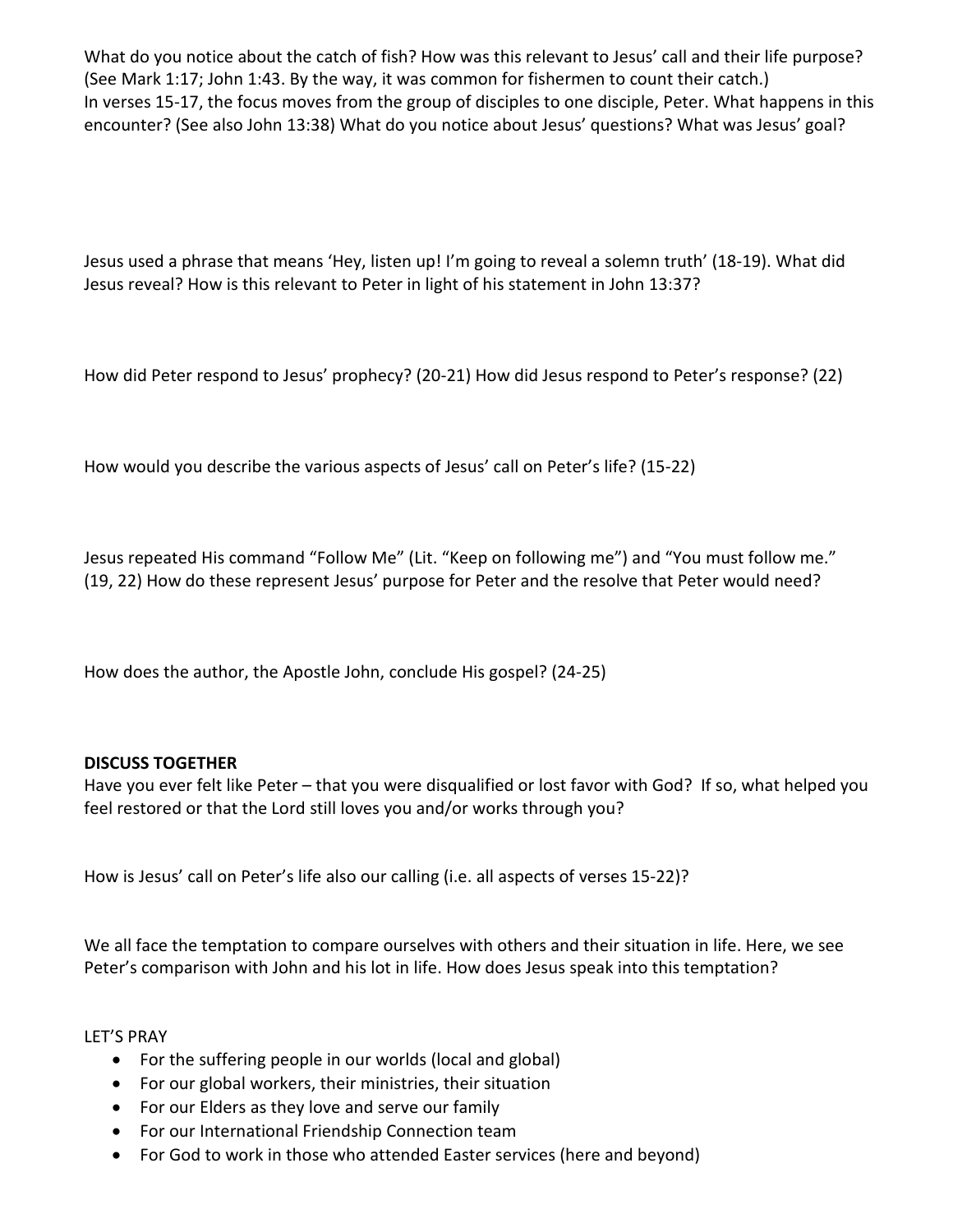What do you notice about the catch of fish? How was this relevant to Jesus' call and their life purpose? (See Mark 1:17; John 1:43. By the way, it was common for fishermen to count their catch.)
In verses 15-17, the focus moves from the group of disciples to one disciple, Peter. What happens in this encounter? (See also John 13:38) What do you notice about Jesus' questions? What was Jesus' goal?

Jesus used a phrase that means 'Hey, listen up! I'm going to reveal a solemn truth' (18-19). What did Jesus reveal? How is this relevant to Peter in light of his statement in John 13:37?

How did Peter respond to Jesus' prophecy? (20-21) How did Jesus respond to Peter's response? (22)

How would you describe the various aspects of Jesus' call on Peter's life? (15-22)

Jesus repeated His command "Follow Me" (Lit. "Keep on following me") and "You must follow me." (19, 22) How do these represent Jesus' purpose for Peter and the resolve that Peter would need?

How does the author, the Apostle John, conclude His gospel? (24-25)

**DISCUSS TOGETHER**

Have you ever felt like Peter – that you were disqualified or lost favor with God? If so, what helped you feel restored or that the Lord still loves you and/or works through you?

How is Jesus' call on Peter's life also our calling (i.e. all aspects of verses 15-22)?

We all face the temptation to compare ourselves with others and their situation in life. Here, we see Peter's comparison with John and his lot in life. How does Jesus speak into this temptation?

LET'S PRAY

- For the suffering people in our worlds (local and global)
- For our global workers, their ministries, their situation
- For our Elders as they love and serve our family
- For our International Friendship Connection team
- For God to work in those who attended Easter services (here and beyond)